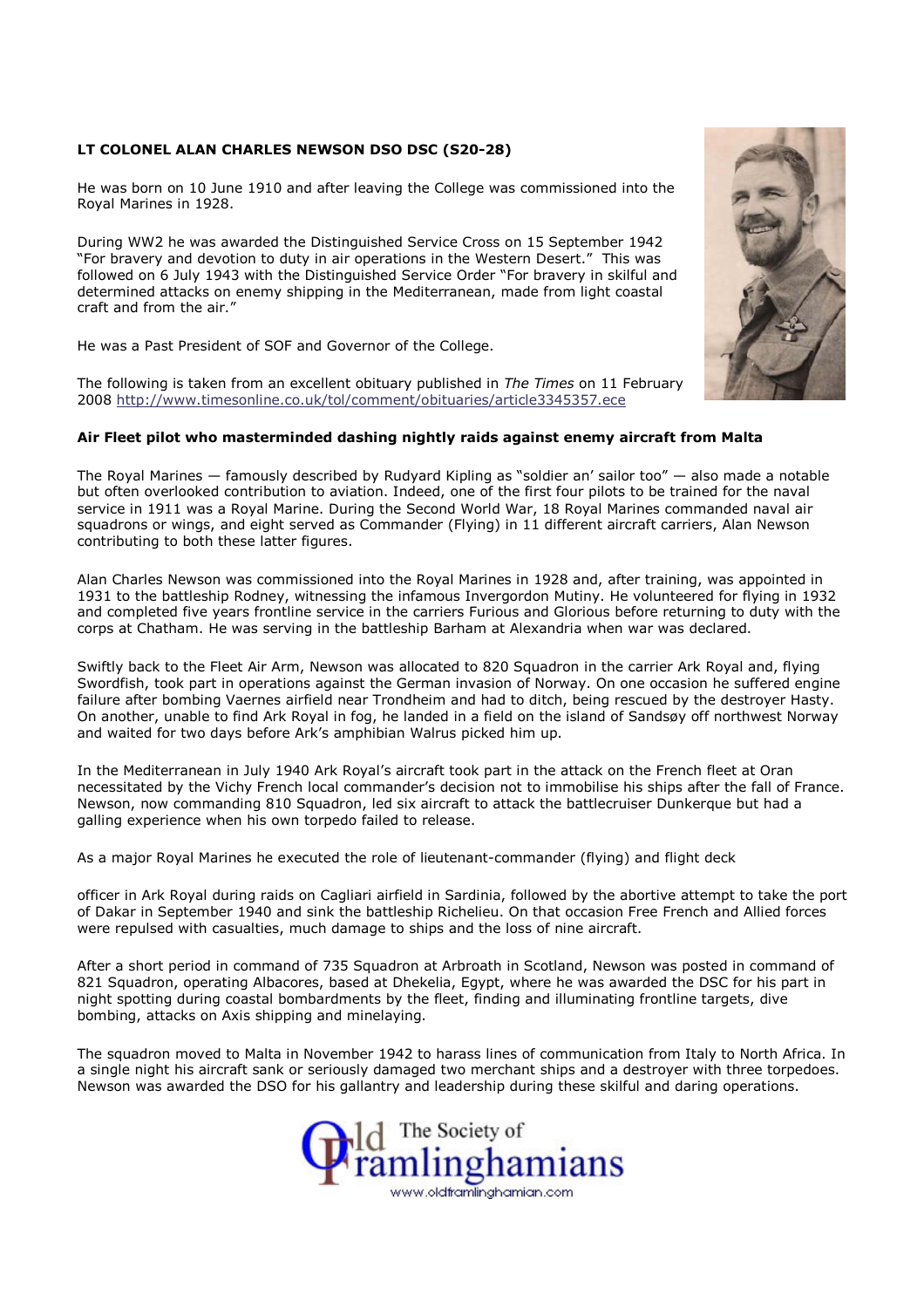**LT COLONEL ALAN CHARLES NEWSON DSO DSC (S20-28)**

He was born on 10 June 1910 and after leaving the College was commissioned into the Royal Marines in 1928.

During WW2 he was awarded the Distinguished Service Cross on 15 September 1942 "For bravery and devotion to duty in air operations in the Western Desert." This was followed on 6 July 1943 with the Distinguished Service Order "For bravery in skilful and determined attacks on enemy shipping in the Mediterranean, made from light coastal craft and from the air."

He was a Past President of SOF and Governor of the College.

The following is taken from an excellent obituary published in *The Times* on 11 February 2008 http://www.timesonline.co.uk/tol/comment/obituaries/article3345357.ece

**Air Fleet pilot who masterminded dashing nightly raids against enemy aircraft from Malta**

The Royal Marines — famously described by Rudyard Kipling as "soldier an' sailor too" — also made a notable but often overlooked contribution to aviation. Indeed, one of the first four pilots to be trained for the naval service in 1911 was a Royal Marine. During the Second World War, 18 Royal Marines commanded naval air squadrons or wings, and eight served as Commander (Flying) in 11 different aircraft carriers, Alan Newson contributing to both these latter figures.

Alan Charles Newson was commissioned into the Royal Marines in 1928 and, after training, was appointed in 1931 to the battleship Rodney, witnessing the infamous Invergordon Mutiny. He volunteered for flying in 1932 and completed five years frontline service in the carriers Furious and Glorious before returning to duty with the corps at Chatham. He was serving in the battleship Barham at Alexandria when war was declared.

Swiftly back to the Fleet Air Arm, Newson was allocated to 820 Squadron in the carrier Ark Royal and, flying Swordfish, took part in operations against the German invasion of Norway. On one occasion he suffered engine failure after bombing Vaernes airfield near Trondheim and had to ditch, being rescued by the destroyer Hasty. On another, unable to find Ark Royal in fog, he landed in a field on the island of Sandsøy off northwest Norway and waited for two days before Ark's amphibian Walrus picked him up.

In the Mediterranean in July 1940 Ark Royal's aircraft took part in the attack on the French fleet at Oran necessitated by the Vichy French local commander's decision not to immobilise his ships after the fall of France. Newson, now commanding 810 Squadron, led six aircraft to attack the battlecruiser Dunkerque but had a galling experience when his own torpedo failed to release.

As a major Royal Marines he executed the role of lieutenant-commander (flying) and flight deck officer in Ark Royal during raids on Cagliari airfield in Sardinia, followed by the abortive attempt to take the port of Dakar in September 1940 and sink the battleship Richelieu. On that occasion Free French and Allied forces were repulsed with casualties, much damage to ships and the loss of nine aircraft.

After a short period in command of 735 Squadron at Arbroath in Scotland, Newson was posted in command of 821 Squadron, operating Albacores, based at Dhekelia, Egypt, where he was awarded the DSC for his part in night spotting during coastal bombardments by the fleet, finding and illuminating frontline targets, dive bombing, attacks on Axis shipping and minelaying.

The squadron moved to Malta in November 1942 to harass lines of communication from Italy to North Africa. In a single night his aircraft sank or seriously damaged two merchant ships and a destroyer with three torpedoes. Newson was awarded the DSO for his gallantry and leadership during these skilful and daring operations.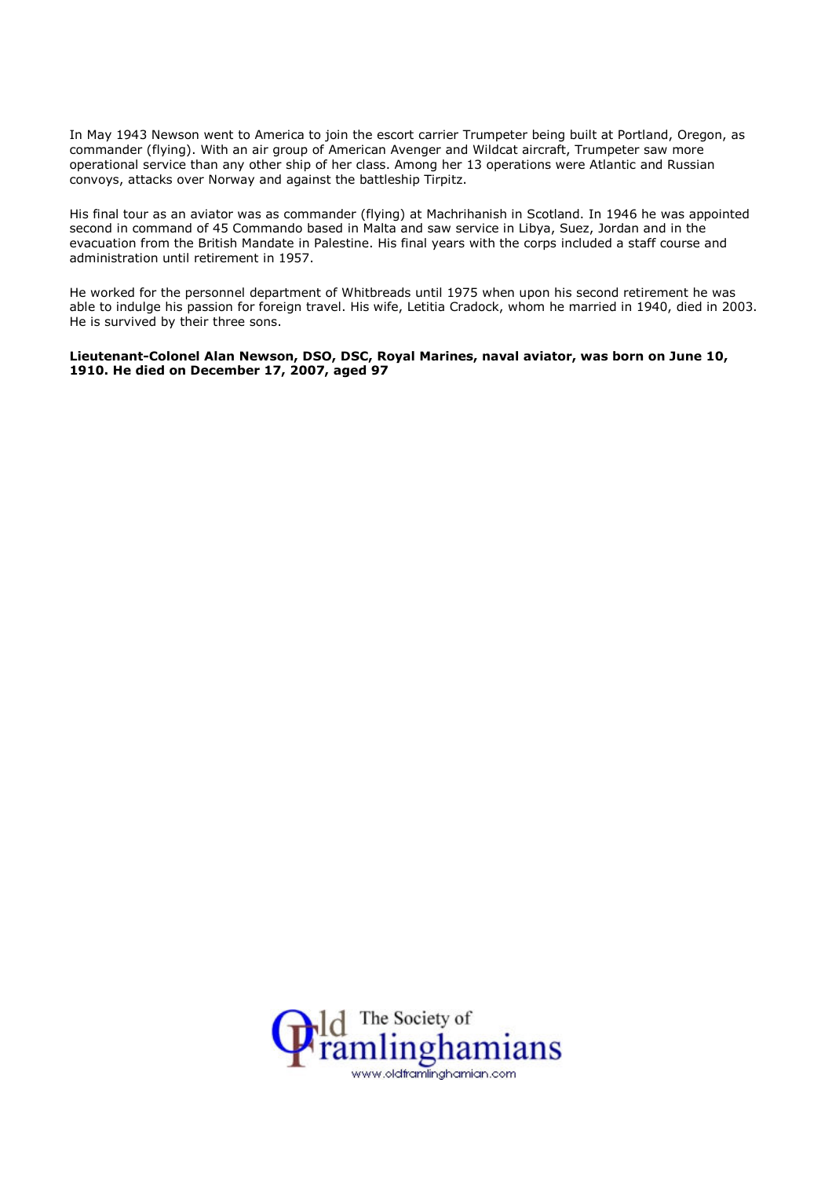In May 1943 Newson went to America to join the escort carrier Trumpeter being built at Portland, Oregon, as commander (flying). With an air group of American Avenger and Wildcat aircraft, Trumpeter saw more operational service than any other ship of her class. Among her 13 operations were Atlantic and Russian convoys, attacks over Norway and against the battleship Tirpitz.

His final tour as an aviator was as commander (flying) at Machrihanish in Scotland. In 1946 he was appointed second in command of 45 Commando based in Malta and saw service in Libya, Suez, Jordan and in the evacuation from the British Mandate in Palestine. His final years with the corps included a staff course and administration until retirement in 1957.

He worked for the personnel department of Whitbreads until 1975 when upon his second retirement he was able to indulge his passion for foreign travel. His wife, Letitia Cradock, whom he married in 1940, died in 2003. He is survived by their three sons.

**Lieutenant-Colonel Alan Newson, DSO, DSC, Royal Marines, naval aviator, was born on June 10, 1910. He died on December 17, 2007, aged 97**